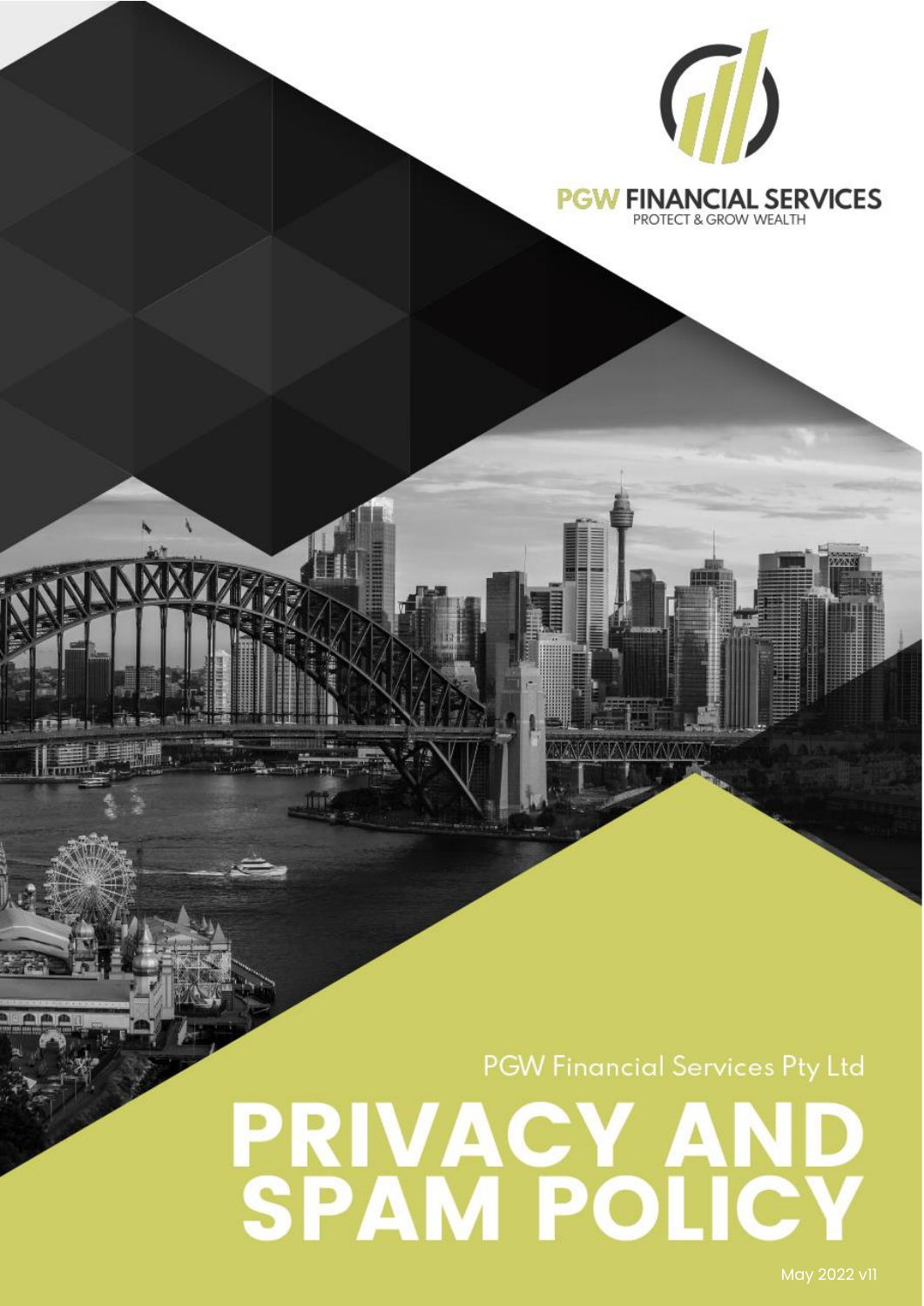PGW FINANCIAL SERVICES

PROTECT & GROW WEALTH

PGW Financial Services Pty Ltd

# PRIVACY AND SPAM POLICY

May 2022 v11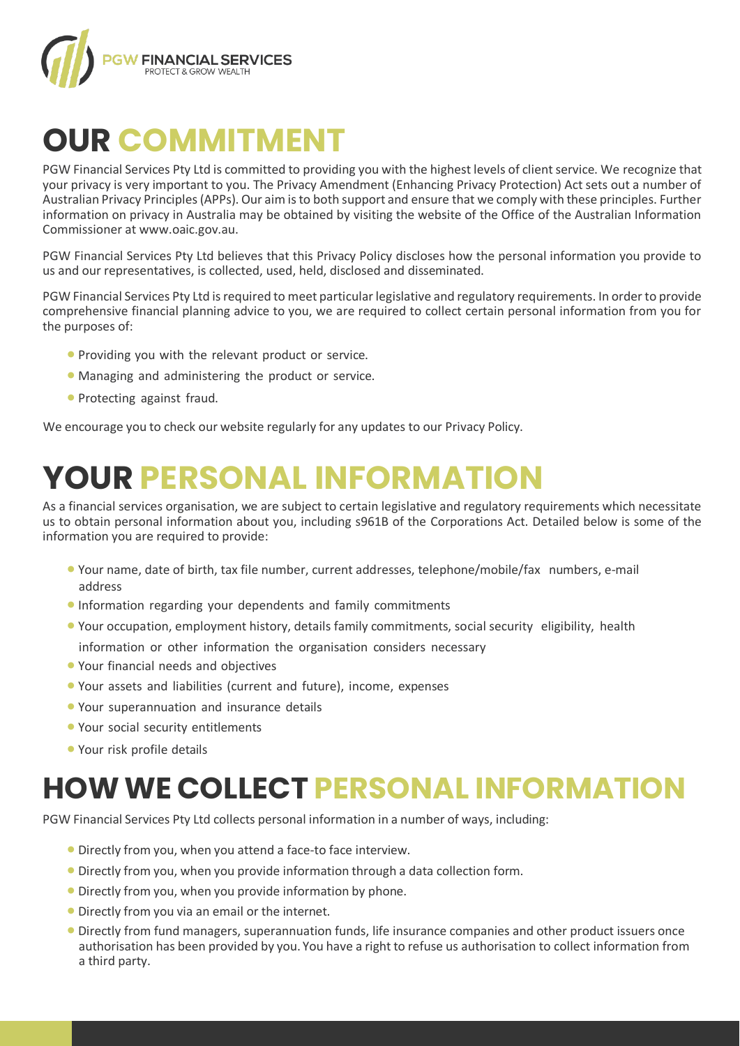# OUR COMMITMENT

PGW Financial Services Pty Ltd is committed to providing you with the highest levels of client service. We recognize that your privacy is very important to you. The Privacy Amendment (Enhancing Privacy Protection) Act sets out a number of Australian Privacy Principles (APPs). Our aim is to both support and ensure that we comply with these principles. Further information on privacy in Australia may be obtained by visiting the website of the Office of the Australian Information Commissioner at www.oaic.gov.au.

PGW Financial Services Pty Ltd believes that this Privacy Policy discloses how the personal information you provide to us and our representatives, is collected, used, held, disclosed and disseminated.

PGW Financial Services Pty Ltd is required to meet particular legislative and regulatory requirements. In order to provide comprehensive financial planning advice to you, we are required to collect certain personal information from you for the purposes of:

- Providing you with the relevant product or service.
- Managing and administering the product or service.
- Protecting against fraud.

We encourage you to check our website regularly for any updates to our Privacy Policy.

# YOUR PERSONAL INFORMATION

As a financial services organisation, we are subject to certain legislative and regulatory requirements which necessitate us to obtain personal information about you, including s961B of the Corporations Act. Detailed below is some of the information you are required to provide:

- Your name, date of birth, tax file number, current addresses, telephone/mobile/fax numbers, e-mail address
- Information regarding your dependents and family commitments
- Your occupation, employment history, details family commitments, social security eligibility, health information or other information the organisation considers necessary
- Your financial needs and objectives
- Your assets and liabilities (current and future), income, expenses
- Your superannuation and insurance details
- Your social security entitlements
- Your risk profile details

# HOW WE COLLECT PERSONAL INFORMATION

PGW Financial Services Pty Ltd collects personal information in a number of ways, including:

- Directly from you, when you attend a face-to face interview.
- Directly from you, when you provide information through a data collection form.
- Directly from you, when you provide information by phone.
- Directly from you via an email or the internet.
- Directly from fund managers, superannuation funds, life insurance companies and other product issuers once authorisation has been provided by you. You have a right to refuse us authorisation to collect information from a third party.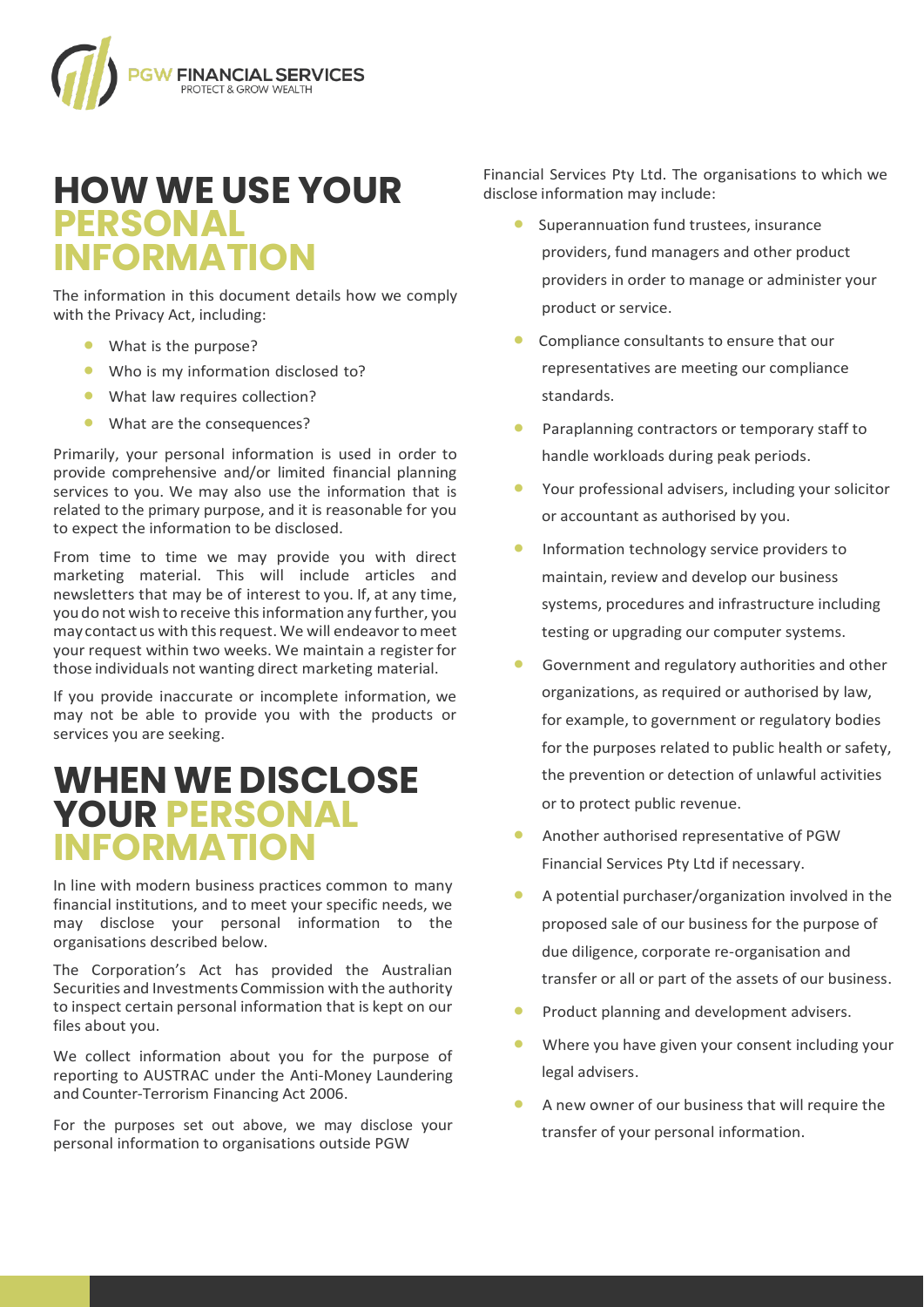# HOW WE USE YOUR PERSONAL INFORMATION

The information in this document details how we comply with the Privacy Act, including:

- What is the purpose?
- Who is my information disclosed to?
- What law requires collection?
- What are the consequences?

Primarily, your personal information is used in order to provide comprehensive and/or limited financial planning services to you. We may also use the information that is related to the primary purpose, and it is reasonable for you to expect the information to be disclosed.

From time to time we may provide you with direct marketing material. This will include articles and newsletters that may be of interest to you. If, at any time, you do not wish to receive this information any further, you may contact us with this request. We will endeavor to meet your request within two weeks. We maintain a register for those individuals not wanting direct marketing material.

If you provide inaccurate or incomplete information, we may not be able to provide you with the products or services you are seeking.

# WHEN WE DISCLOSE YOUR PERSONAL INFORMATION

In line with modern business practices common to many financial institutions, and to meet your specific needs, we may disclose your personal information to the organisations described below.

The Corporation's Act has provided the Australian Securities and Investments Commission with the authority to inspect certain personal information that is kept on our files about you.

We collect information about you for the purpose of reporting to AUSTRAC under the Anti-Money Laundering and Counter-Terrorism Financing Act 2006.

For the purposes set out above, we may disclose your personal information to organisations outside PGW Financial Services Pty Ltd. The organisations to which we disclose information may include:

- Superannuation fund trustees, insurance providers, fund managers and other product providers in order to manage or administer your product or service.
- Compliance consultants to ensure that our representatives are meeting our compliance standards.
- Paraplanning contractors or temporary staff to handle workloads during peak periods.
- Your professional advisers, including your solicitor or accountant as authorised by you.
- Information technology service providers to maintain, review and develop our business systems, procedures and infrastructure including testing or upgrading our computer systems.
- Government and regulatory authorities and other organizations, as required or authorised by law, for example, to government or regulatory bodies for the purposes related to public health or safety, the prevention or detection of unlawful activities or to protect public revenue.
- Another authorised representative of PGW Financial Services Pty Ltd if necessary.
- A potential purchaser/organization involved in the proposed sale of our business for the purpose of due diligence, corporate re-organisation and transfer or all or part of the assets of our business.
- Product planning and development advisers.
- Where you have given your consent including your legal advisers.
- A new owner of our business that will require the transfer of your personal information.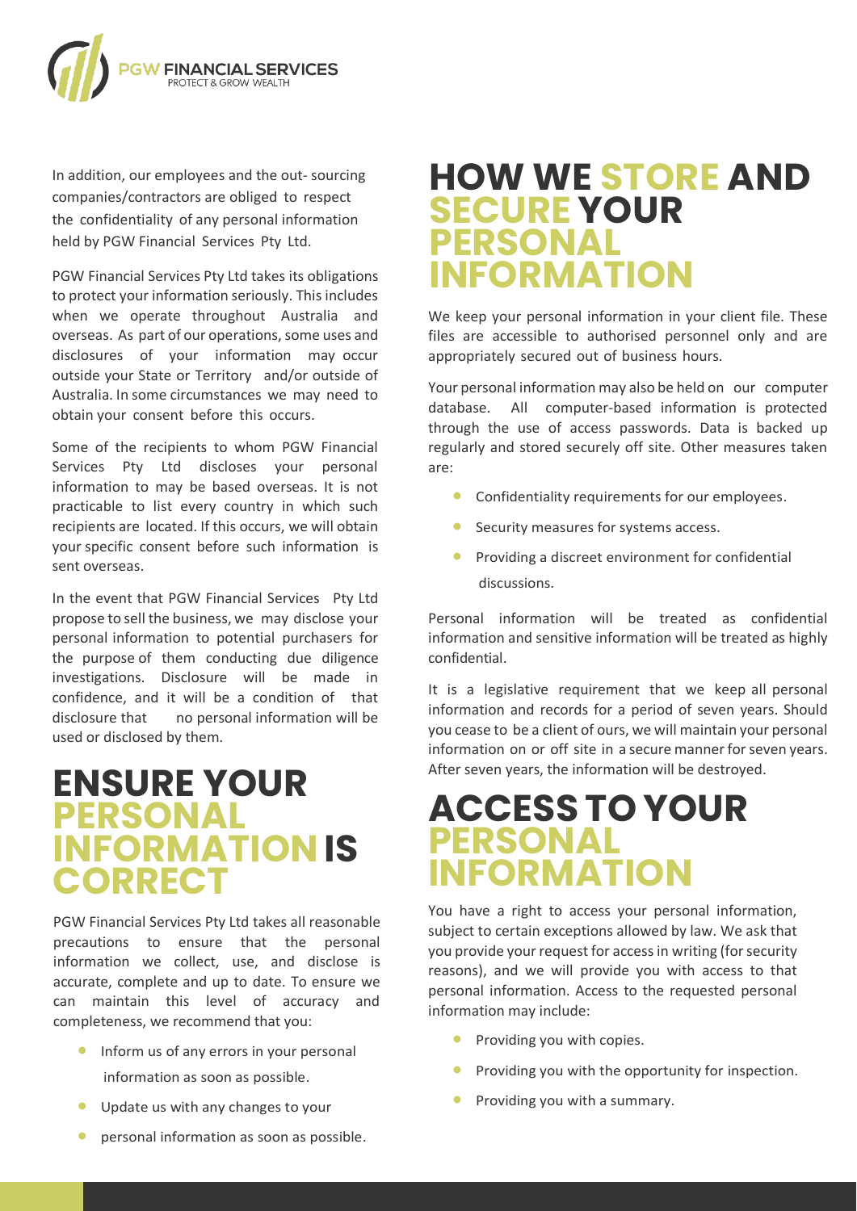In addition, our employees and the out- sourcing companies/contractors are obliged to respect the confidentiality of any personal information held by PGW Financial Services Pty Ltd.

PGW Financial Services Pty Ltd takes its obligations to protect your information seriously. This includes when we operate throughout Australia and overseas. As part of our operations, some uses and disclosures of your information may occur outside your State or Territory and/or outside of Australia. In some circumstances we may need to obtain your consent before this occurs.

Some of the recipients to whom PGW Financial Services Pty Ltd discloses your personal information to may be based overseas. It is not practicable to list every country in which such recipients are located. If this occurs, we will obtain your specific consent before such information is sent overseas.

In the event that PGW Financial Services Pty Ltd propose to sell the business, we may disclose your personal information to potential purchasers for the purpose of them conducting due diligence investigations. Disclosure will be made in confidence, and it will be a condition of that disclosure that no personal information will be used or disclosed by them.

## ENSURE YOUR PERSONAL INFORMATION IS CORRECT

PGW Financial Services Pty Ltd takes all reasonable precautions to ensure that the personal information we collect, use, and disclose is accurate, complete and up to date. To ensure we can maintain this level of accuracy and completeness, we recommend that you:

- Inform us of any errors in your personal information as soon as possible.
- Update us with any changes to your
- personal information as soon as possible.

## HOW WE STORE AND SECURE YOUR PERSONAL INFORMATION

We keep your personal information in your client file. These files are accessible to authorised personnel only and are appropriately secured out of business hours.

Your personal information may also be held on our computer database. All computer-based information is protected through the use of access passwords. Data is backed up regularly and stored securely off site. Other measures taken are:

- Confidentiality requirements for our employees.
- Security measures for systems access.
- Providing a discreet environment for confidential discussions.

Personal information will be treated as confidential information and sensitive information will be treated as highly confidential.

It is a legislative requirement that we keep all personal information and records for a period of seven years. Should you cease to be a client of ours, we will maintain your personal information on or off site in a secure manner for seven years. After seven years, the information will be destroyed.

## ACCESS TO YOUR PERSONAL INFORMATION

You have a right to access your personal information, subject to certain exceptions allowed by law. We ask that you provide your request for access in writing (for security reasons), and we will provide you with access to that personal information. Access to the requested personal information may include:

- Providing you with copies.
- Providing you with the opportunity for inspection.
- Providing you with a summary.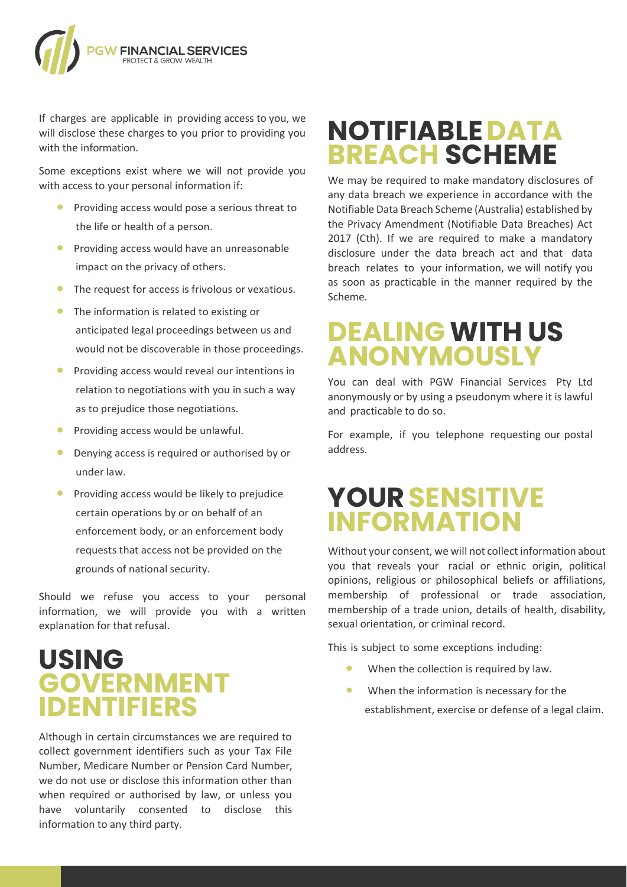If charges are applicable in providing access to you, we will disclose these charges to you prior to providing you with the information.

Some exceptions exist where we will not provide you with access to your personal information if:

- Providing access would pose a serious threat to the life or health of a person.
- Providing access would have an unreasonable impact on the privacy of others.
- The request for access is frivolous or vexatious.
- The information is related to existing or anticipated legal proceedings between us and would not be discoverable in those proceedings.
- Providing access would reveal our intentions in relation to negotiations with you in such a way as to prejudice those negotiations.
- Providing access would be unlawful.
- Denying access is required or authorised by or under law.
- Providing access would be likely to prejudice certain operations by or on behalf of an enforcement body, or an enforcement body requests that access not be provided on the grounds of national security.

Should we refuse you access to your personal information, we will provide you with a written explanation for that refusal.

# USING GOVERNMENT IDENTIFIERS

Although in certain circumstances we are required to collect government identifiers such as your Tax File Number, Medicare Number or Pension Card Number, we do not use or disclose this information other than when required or authorised by law, or unless you have voluntarily consented to disclose this information to any third party.

# NOTIFIABLE DATA BREACH SCHEME

We may be required to make mandatory disclosures of any data breach we experience in accordance with the Notifiable Data Breach Scheme (Australia) established by the Privacy Amendment (Notifiable Data Breaches) Act 2017 (Cth). If we are required to make a mandatory disclosure under the data breach act and that data breach relates to your information, we will notify you as soon as practicable in the manner required by the Scheme.

# DEALING WITH US ANONYMOUSLY

You can deal with PGW Financial Services Pty Ltd anonymously or by using a pseudonym where it is lawful and practicable to do so.

For example, if you telephone requesting our postal address.

# YOUR SENSITIVE INFORMATION

Without your consent, we will not collect information about you that reveals your racial or ethnic origin, political opinions, religious or philosophical beliefs or affiliations, membership of professional or trade association, membership of a trade union, details of health, disability, sexual orientation, or criminal record.

This is subject to some exceptions including:

- When the collection is required by law.
- When the information is necessary for the establishment, exercise or defense of a legal claim.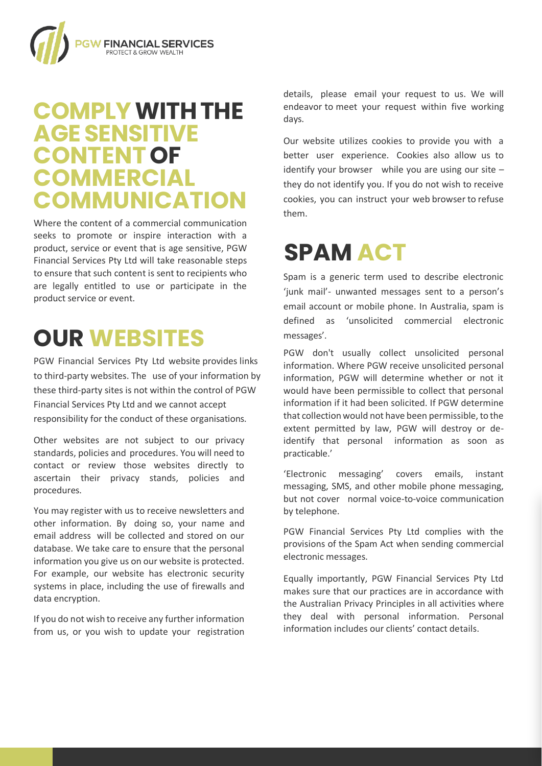## COMPLY WITH THE AGE SENSITIVE CONTENT OF COMMERCIAL COMMUNICATION

Where the content of a commercial communication seeks to promote or inspire interaction with a product, service or event that is age sensitive, PGW Financial Services Pty Ltd will take reasonable steps to ensure that such content is sent to recipients who are legally entitled to use or participate in the product service or event.

## OUR WEBSITES

PGW Financial Services Pty Ltd website provides links to third-party websites. The use of your information by these third-party sites is not within the control of PGW Financial Services Pty Ltd and we cannot accept responsibility for the conduct of these organisations.

Other websites are not subject to our privacy standards, policies and procedures. You will need to contact or review those websites directly to ascertain their privacy stands, policies and procedures.

You may register with us to receive newsletters and other information. By doing so, your name and email address will be collected and stored on our database. We take care to ensure that the personal information you give us on our website is protected. For example, our website has electronic security systems in place, including the use of firewalls and data encryption.

If you do not wish to receive any further information from us, or you wish to update your registration details, please email your request to us. We will endeavor to meet your request within five working days.

Our website utilizes cookies to provide you with a better user experience. Cookies also allow us to identify your browser while you are using our site – they do not identify you. If you do not wish to receive cookies, you can instruct your web browser to refuse them.

## SPAM ACT

Spam is a generic term used to describe electronic 'junk mail'- unwanted messages sent to a person's email account or mobile phone. In Australia, spam is defined as 'unsolicited commercial electronic messages'.

PGW don't usually collect unsolicited personal information. Where PGW receive unsolicited personal information, PGW will determine whether or not it would have been permissible to collect that personal information if it had been solicited. If PGW determine that collection would not have been permissible, to the extent permitted by law, PGW will destroy or de-identify that personal information as soon as practicable.'

'Electronic messaging' covers emails, instant messaging, SMS, and other mobile phone messaging, but not cover normal voice-to-voice communication by telephone.

PGW Financial Services Pty Ltd complies with the provisions of the Spam Act when sending commercial electronic messages.

Equally importantly, PGW Financial Services Pty Ltd makes sure that our practices are in accordance with the Australian Privacy Principles in all activities where they deal with personal information. Personal information includes our clients' contact details.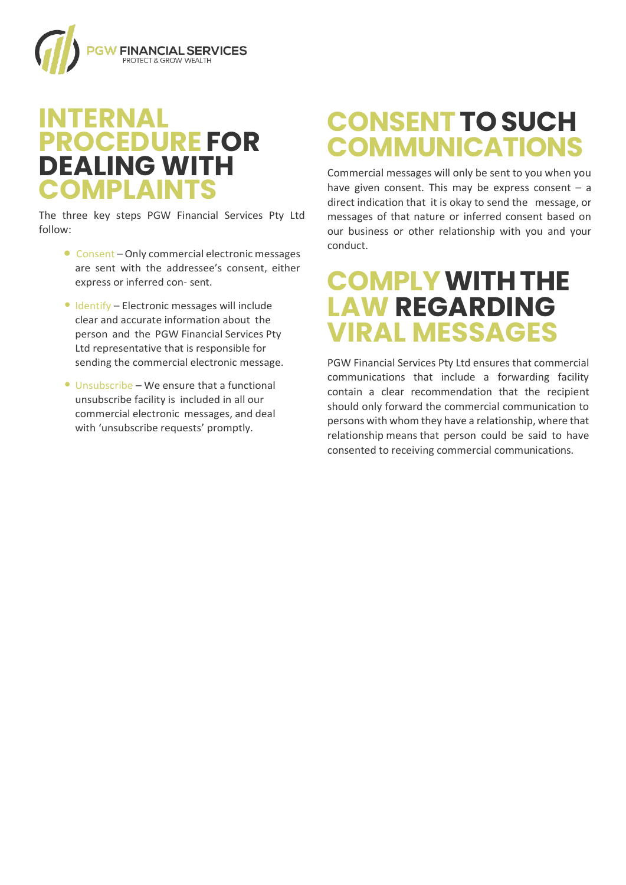# INTERNAL PROCEDURE FOR DEALING WITH COMPLAINTS

The three key steps PGW Financial Services Pty Ltd follow:

- Consent – Only commercial electronic messages are sent with the addressee's consent, either express or inferred con- sent.
- Identify – Electronic messages will include clear and accurate information about the person and the PGW Financial Services Pty Ltd representative that is responsible for sending the commercial electronic message.
- Unsubscribe – We ensure that a functional unsubscribe facility is included in all our commercial electronic messages, and deal with 'unsubscribe requests' promptly.

# CONSENT TO SUCH COMMUNICATIONS

Commercial messages will only be sent to you when you have given consent. This may be express consent – a direct indication that it is okay to send the message, or messages of that nature or inferred consent based on our business or other relationship with you and your conduct.

# COMPLY WITH THE LAW REGARDING VIRAL MESSAGES

PGW Financial Services Pty Ltd ensures that commercial communications that include a forwarding facility contain a clear recommendation that the recipient should only forward the commercial communication to persons with whom they have a relationship, where that relationship means that person could be said to have consented to receiving commercial communications.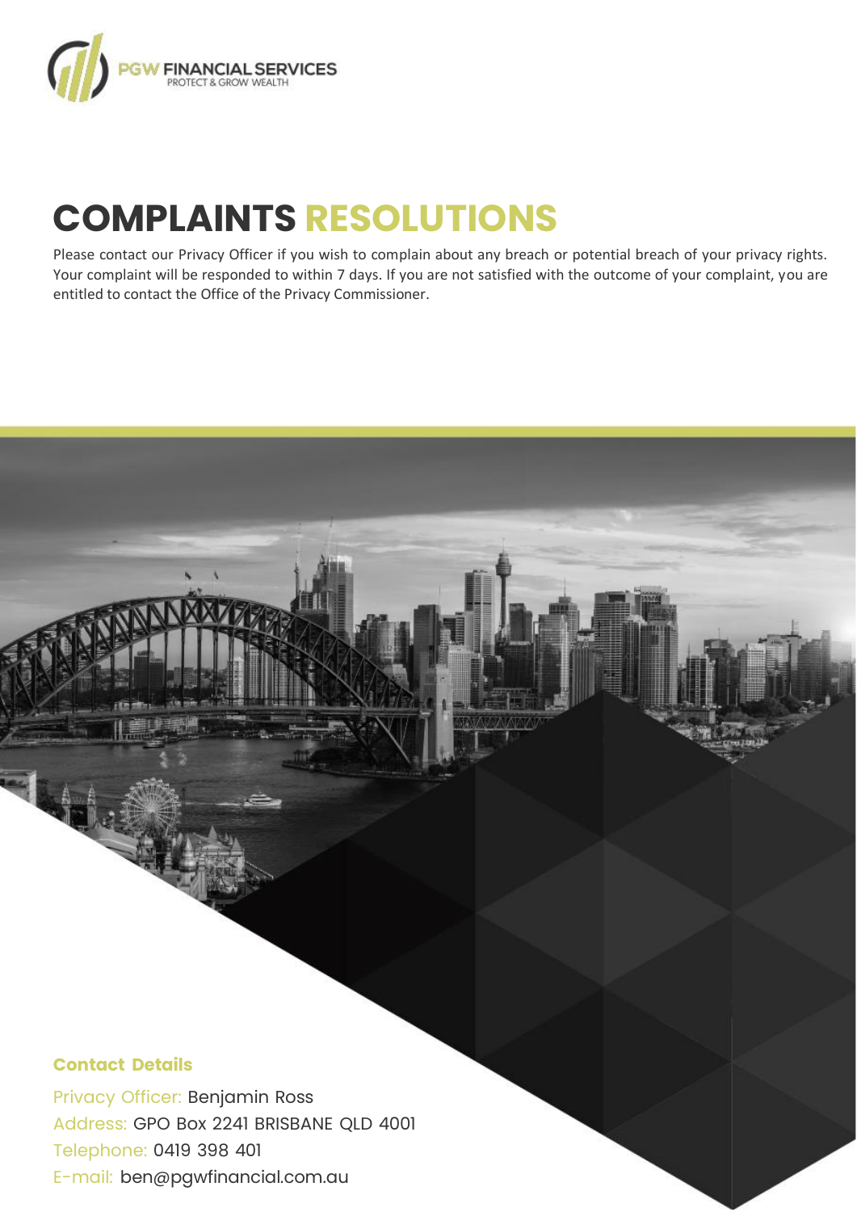PGW FINANCIAL SERVICES
PROTECT & GROW WEALTH

# COMPLAINTS RESOLUTIONS

Please contact our Privacy Officer if you wish to complain about any breach or potential breach of your privacy rights. Your complaint will be responded to within 7 days. If you are not satisfied with the outcome of your complaint, you are entitled to contact the Office of the Privacy Commissioner.

### Contact Details

Privacy Officer: Benjamin Ross
Address: GPO Box 2241 BRISBANE QLD 4001
Telephone: 0419 398 401
E-mail: ben@pgwfinancial.com.au